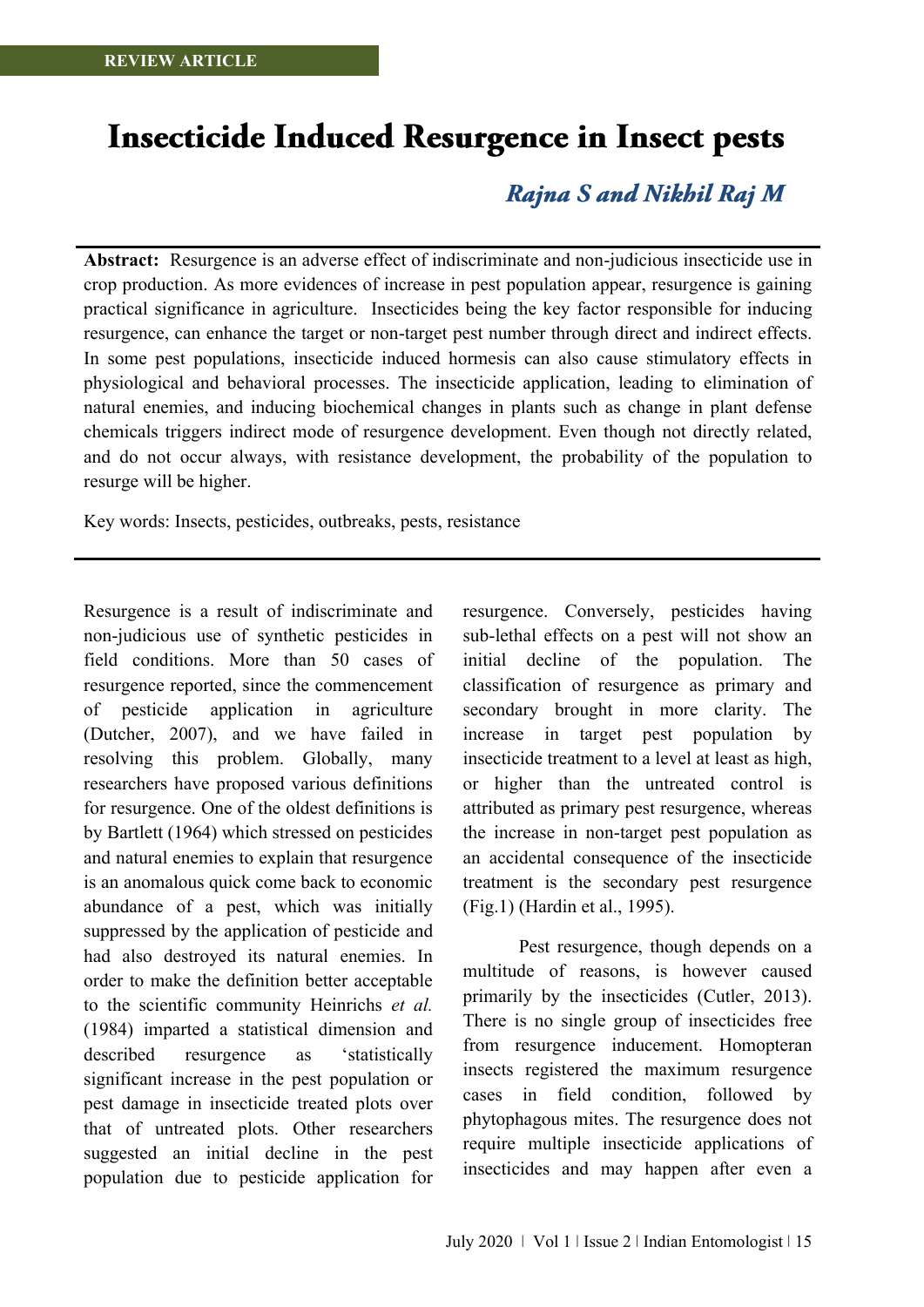REVIEW ARTICLE

# Insecticide Induced Resurgence in Insect pests

***Rajna S and Nikhil Raj M***

**Abstract:** Resurgence is an adverse effect of indiscriminate and non-judicious insecticide use in crop production. As more evidences of increase in pest population appear, resurgence is gaining practical significance in agriculture. Insecticides being the key factor responsible for inducing resurgence, can enhance the target or non-target pest number through direct and indirect effects. In some pest populations, insecticide induced hormesis can also cause stimulatory effects in physiological and behavioral processes. The insecticide application, leading to elimination of natural enemies, and inducing biochemical changes in plants such as change in plant defense chemicals triggers indirect mode of resurgence development. Even though not directly related, and do not occur always, with resistance development, the probability of the population to resurge will be higher.

Key words: Insects, pesticides, outbreaks, pests, resistance

Resurgence is a result of indiscriminate and non-judicious use of synthetic pesticides in field conditions. More than 50 cases of resurgence reported, since the commencement of pesticide application in agriculture (Dutcher, 2007), and we have failed in resolving this problem. Globally, many researchers have proposed various definitions for resurgence. One of the oldest definitions is by Bartlett (1964) which stressed on pesticides and natural enemies to explain that resurgence is an anomalous quick come back to economic abundance of a pest, which was initially suppressed by the application of pesticide and had also destroyed its natural enemies. In order to make the definition better acceptable to the scientific community Heinrichs *et al.* (1984) imparted a statistical dimension and described resurgence as 'statistically significant increase in the pest population or pest damage in insecticide treated plots over that of untreated plots. Other researchers suggested an initial decline in the pest population due to pesticide application for resurgence. Conversely, pesticides having sub-lethal effects on a pest will not show an initial decline of the population. The classification of resurgence as primary and secondary brought in more clarity. The increase in target pest population by insecticide treatment to a level at least as high, or higher than the untreated control is attributed as primary pest resurgence, whereas the increase in non-target pest population as an accidental consequence of the insecticide treatment is the secondary pest resurgence (Fig.1) (Hardin et al., 1995).

Pest resurgence, though depends on a multitude of reasons, is however caused primarily by the insecticides (Cutler, 2013). There is no single group of insecticides free from resurgence inducement. Homopteran insects registered the maximum resurgence cases in field condition, followed by phytophagous mites. The resurgence does not require multiple insecticide applications of insecticides and may happen after even a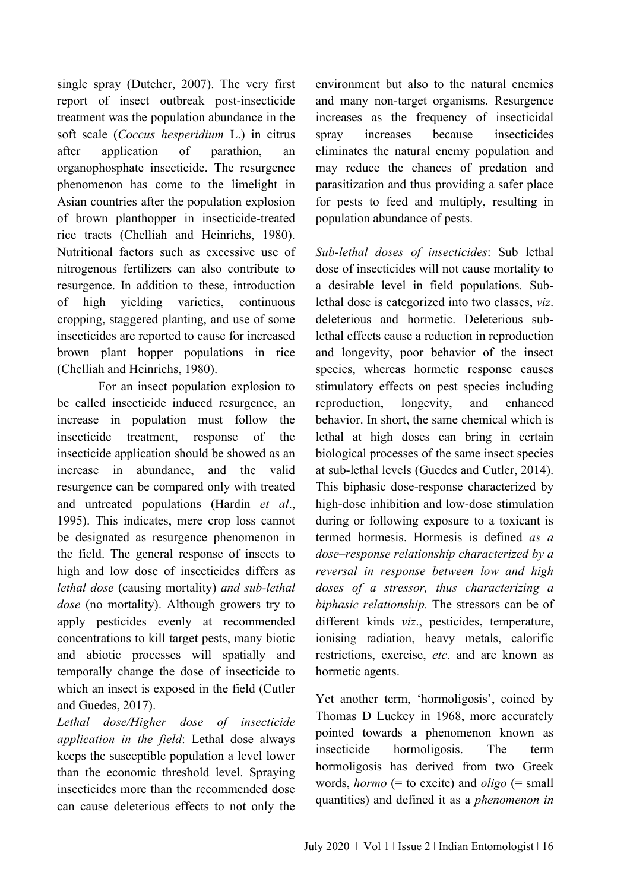single spray (Dutcher, 2007). The very first report of insect outbreak post-insecticide treatment was the population abundance in the soft scale (*Coccus hesperidium* L.) in citrus after application of parathion, an organophosphate insecticide. The resurgence phenomenon has come to the limelight in Asian countries after the population explosion of brown planthopper in insecticide-treated rice tracts (Chelliah and Heinrichs, 1980). Nutritional factors such as excessive use of nitrogenous fertilizers can also contribute to resurgence. In addition to these, introduction of high yielding varieties, continuous cropping, staggered planting, and use of some insecticides are reported to cause for increased brown plant hopper populations in rice (Chelliah and Heinrichs, 1980).

For an insect population explosion to be called insecticide induced resurgence, an increase in population must follow the insecticide treatment, response of the insecticide application should be showed as an increase in abundance, and the valid resurgence can be compared only with treated and untreated populations (Hardin *et al*., 1995). This indicates, mere crop loss cannot be designated as resurgence phenomenon in the field. The general response of insects to high and low dose of insecticides differs as *lethal dose* (causing mortality) *and sub-lethal dose* (no mortality). Although growers try to apply pesticides evenly at recommended concentrations to kill target pests, many biotic and abiotic processes will spatially and temporally change the dose of insecticide to which an insect is exposed in the field (Cutler and Guedes, 2017).

*Lethal dose/Higher dose of insecticide application in the field*: Lethal dose always keeps the susceptible population a level lower than the economic threshold level. Spraying insecticides more than the recommended dose can cause deleterious effects to not only the environment but also to the natural enemies and many non-target organisms. Resurgence increases as the frequency of insecticidal spray increases because insecticides eliminates the natural enemy population and may reduce the chances of predation and parasitization and thus providing a safer place for pests to feed and multiply, resulting in population abundance of pests.

*Sub-lethal doses of insecticides*: Sub lethal dose of insecticides will not cause mortality to a desirable level in field populations. Sub-lethal dose is categorized into two classes, *viz*. deleterious and hormetic. Deleterious sub-lethal effects cause a reduction in reproduction and longevity, poor behavior of the insect species, whereas hormetic response causes stimulatory effects on pest species including reproduction, longevity, and enhanced behavior. In short, the same chemical which is lethal at high doses can bring in certain biological processes of the same insect species at sub-lethal levels (Guedes and Cutler, 2014). This biphasic dose-response characterized by high-dose inhibition and low-dose stimulation during or following exposure to a toxicant is termed hormesis. Hormesis is defined *as a dose–response relationship characterized by a reversal in response between low and high doses of a stressor, thus characterizing a biphasic relationship.* The stressors can be of different kinds *viz*., pesticides, temperature, ionising radiation, heavy metals, calorific restrictions, exercise, *etc*. and are known as hormetic agents.

Yet another term, 'hormoligosis', coined by Thomas D Luckey in 1968, more accurately pointed towards a phenomenon known as insecticide hormoligosis. The term hormoligosis has derived from two Greek words, *hormo* (= to excite) and *oligo* (= small quantities) and defined it as a *phenomenon in*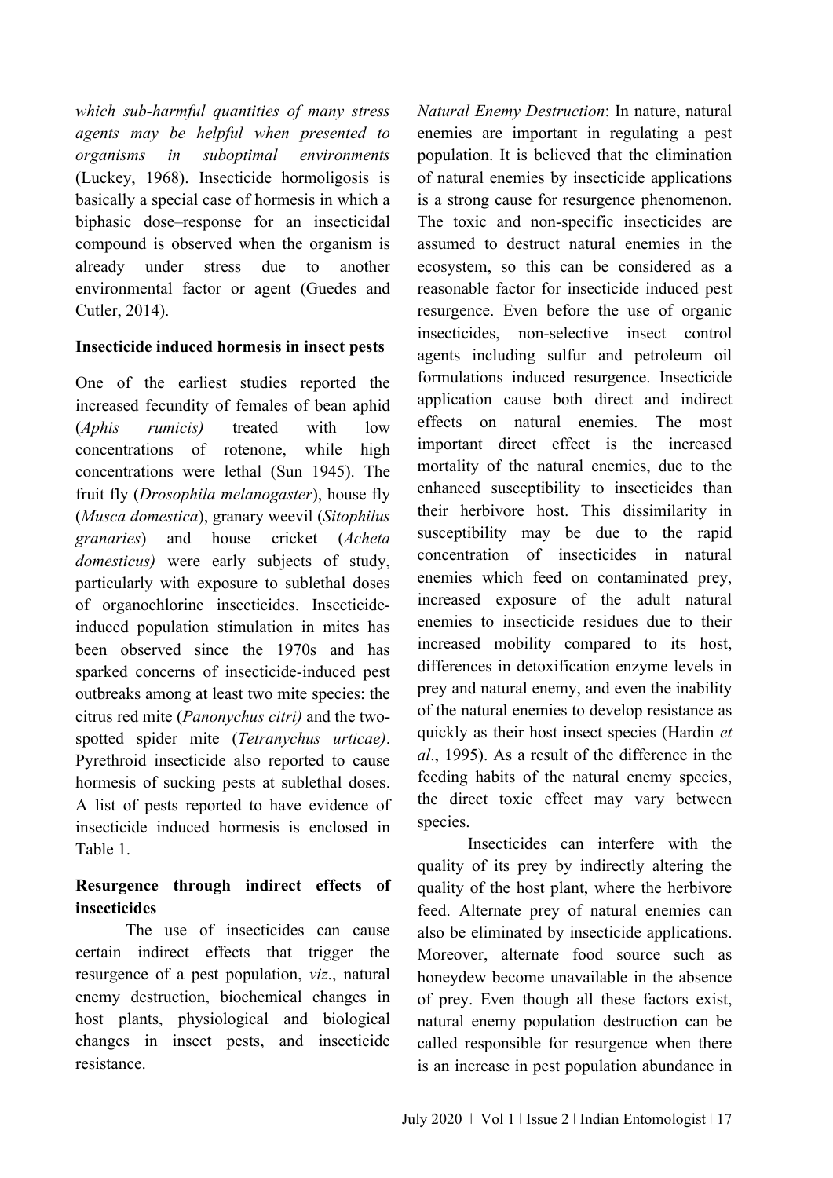*which sub-harmful quantities of many stress agents may be helpful when presented to organisms in suboptimal environments* (Luckey, 1968). Insecticide hormoligosis is basically a special case of hormesis in which a biphasic dose–response for an insecticidal compound is observed when the organism is already under stress due to another environmental factor or agent (Guedes and Cutler, 2014).

**Insecticide induced hormesis in insect pests**

One of the earliest studies reported the increased fecundity of females of bean aphid (*Aphis rumicis)* treated with low concentrations of rotenone, while high concentrations were lethal (Sun 1945). The fruit fly (*Drosophila melanogaster*), house fly (*Musca domestica*), granary weevil (*Sitophilus granaries*) and house cricket (*Acheta domesticus)* were early subjects of study, particularly with exposure to sublethal doses of organochlorine insecticides. Insecticide-induced population stimulation in mites has been observed since the 1970s and has sparked concerns of insecticide-induced pest outbreaks among at least two mite species: the citrus red mite (*Panonychus citri)* and the two-spotted spider mite (*Tetranychus urticae)*. Pyrethroid insecticide also reported to cause hormesis of sucking pests at sublethal doses. A list of pests reported to have evidence of insecticide induced hormesis is enclosed in Table 1.

**Resurgence through indirect effects of insecticides**

The use of insecticides can cause certain indirect effects that trigger the resurgence of a pest population, *viz*., natural enemy destruction, biochemical changes in host plants, physiological and biological changes in insect pests, and insecticide resistance.

*Natural Enemy Destruction*: In nature, natural enemies are important in regulating a pest population. It is believed that the elimination of natural enemies by insecticide applications is a strong cause for resurgence phenomenon. The toxic and non-specific insecticides are assumed to destruct natural enemies in the ecosystem, so this can be considered as a reasonable factor for insecticide induced pest resurgence. Even before the use of organic insecticides, non-selective insect control agents including sulfur and petroleum oil formulations induced resurgence. Insecticide application cause both direct and indirect effects on natural enemies. The most important direct effect is the increased mortality of the natural enemies, due to the enhanced susceptibility to insecticides than their herbivore host. This dissimilarity in susceptibility may be due to the rapid concentration of insecticides in natural enemies which feed on contaminated prey, increased exposure of the adult natural enemies to insecticide residues due to their increased mobility compared to its host, differences in detoxification enzyme levels in prey and natural enemy, and even the inability of the natural enemies to develop resistance as quickly as their host insect species (Hardin *et al*., 1995). As a result of the difference in the feeding habits of the natural enemy species, the direct toxic effect may vary between species.

Insecticides can interfere with the quality of its prey by indirectly altering the quality of the host plant, where the herbivore feed. Alternate prey of natural enemies can also be eliminated by insecticide applications. Moreover, alternate food source such as honeydew become unavailable in the absence of prey. Even though all these factors exist, natural enemy population destruction can be called responsible for resurgence when there is an increase in pest population abundance in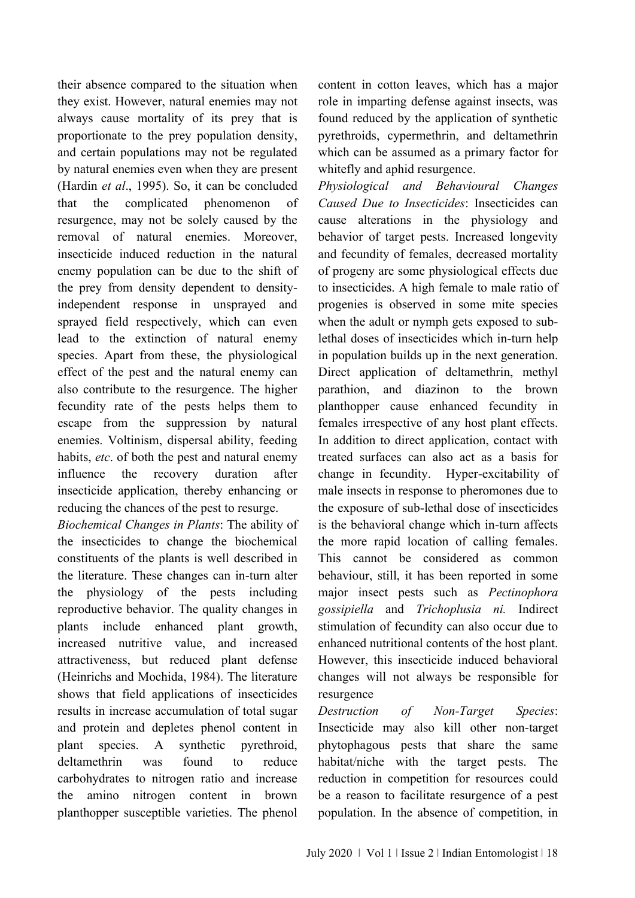their absence compared to the situation when they exist. However, natural enemies may not always cause mortality of its prey that is proportionate to the prey population density, and certain populations may not be regulated by natural enemies even when they are present (Hardin *et al*., 1995). So, it can be concluded that the complicated phenomenon of resurgence, may not be solely caused by the removal of natural enemies. Moreover, insecticide induced reduction in the natural enemy population can be due to the shift of the prey from density dependent to density-independent response in unsprayed and sprayed field respectively, which can even lead to the extinction of natural enemy species. Apart from these, the physiological effect of the pest and the natural enemy can also contribute to the resurgence. The higher fecundity rate of the pests helps them to escape from the suppression by natural enemies. Voltinism, dispersal ability, feeding habits, *etc*. of both the pest and natural enemy influence the recovery duration after insecticide application, thereby enhancing or reducing the chances of the pest to resurge.

*Biochemical Changes in Plants*: The ability of the insecticides to change the biochemical constituents of the plants is well described in the literature. These changes can in-turn alter the physiology of the pests including reproductive behavior. The quality changes in plants include enhanced plant growth, increased nutritive value, and increased attractiveness, but reduced plant defense (Heinrichs and Mochida, 1984). The literature shows that field applications of insecticides results in increase accumulation of total sugar and protein and depletes phenol content in plant species. A synthetic pyrethroid, deltamethrin was found to reduce carbohydrates to nitrogen ratio and increase the amino nitrogen content in brown planthopper susceptible varieties. The phenol content in cotton leaves, which has a major role in imparting defense against insects, was found reduced by the application of synthetic pyrethroids, cypermethrin, and deltamethrin which can be assumed as a primary factor for whitefly and aphid resurgence.

*Physiological and Behavioural Changes Caused Due to Insecticides*: Insecticides can cause alterations in the physiology and behavior of target pests. Increased longevity and fecundity of females, decreased mortality of progeny are some physiological effects due to insecticides. A high female to male ratio of progenies is observed in some mite species when the adult or nymph gets exposed to sub-lethal doses of insecticides which in-turn help in population builds up in the next generation. Direct application of deltamethrin, methyl parathion, and diazinon to the brown planthopper cause enhanced fecundity in females irrespective of any host plant effects. In addition to direct application, contact with treated surfaces can also act as a basis for change in fecundity. Hyper-excitability of male insects in response to pheromones due to the exposure of sub-lethal dose of insecticides is the behavioral change which in-turn affects the more rapid location of calling females. This cannot be considered as common behaviour, still, it has been reported in some major insect pests such as *Pectinophora gossipiella* and *Trichoplusia ni.* Indirect stimulation of fecundity can also occur due to enhanced nutritional contents of the host plant. However, this insecticide induced behavioral changes will not always be responsible for resurgence

*Destruction of Non-Target Species*: Insecticide may also kill other non-target phytophagous pests that share the same habitat/niche with the target pests. The reduction in competition for resources could be a reason to facilitate resurgence of a pest population. In the absence of competition, in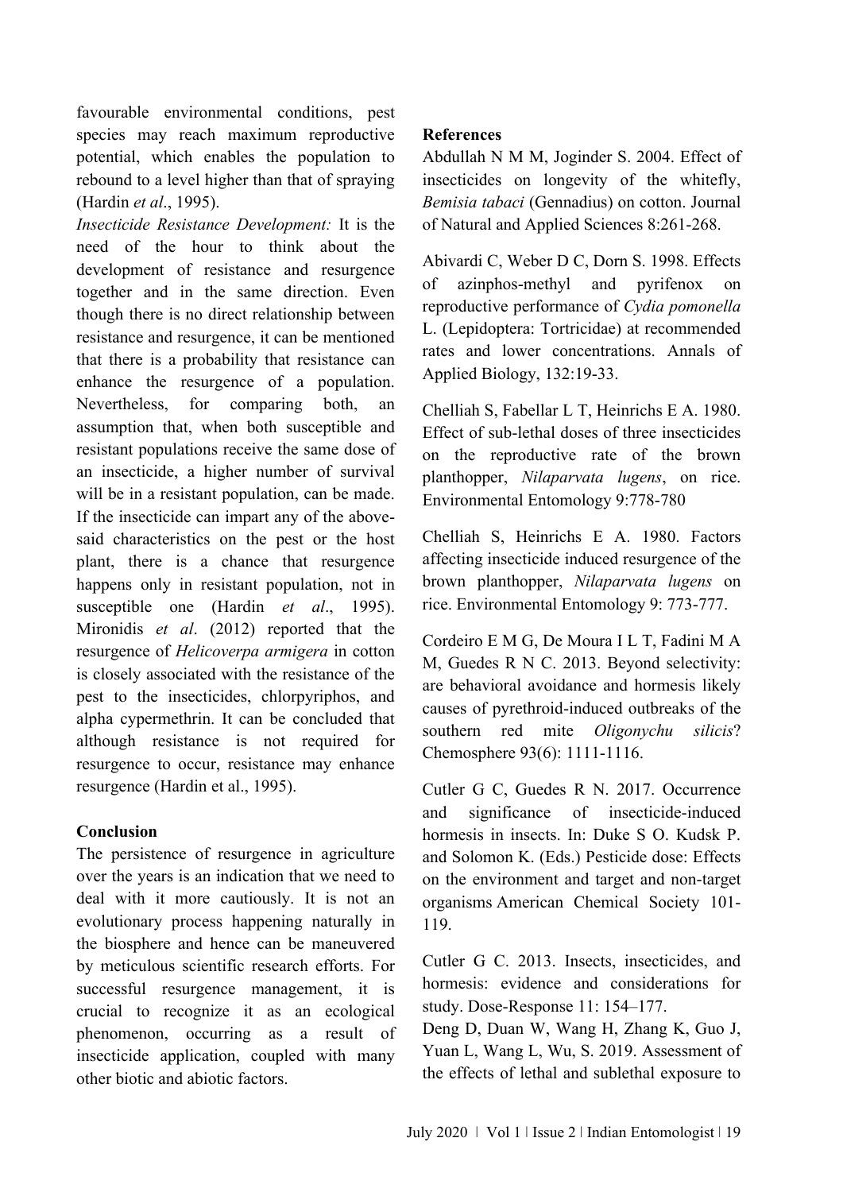favourable environmental conditions, pest species may reach maximum reproductive potential, which enables the population to rebound to a level higher than that of spraying (Hardin *et al*., 1995).

*Insecticide Resistance Development:* It is the need of the hour to think about the development of resistance and resurgence together and in the same direction. Even though there is no direct relationship between resistance and resurgence, it can be mentioned that there is a probability that resistance can enhance the resurgence of a population. Nevertheless, for comparing both, an assumption that, when both susceptible and resistant populations receive the same dose of an insecticide, a higher number of survival will be in a resistant population, can be made. If the insecticide can impart any of the above-said characteristics on the pest or the host plant, there is a chance that resurgence happens only in resistant population, not in susceptible one (Hardin *et al*., 1995). Mironidis *et al*. (2012) reported that the resurgence of *Helicoverpa armigera* in cotton is closely associated with the resistance of the pest to the insecticides, chlorpyriphos, and alpha cypermethrin. It can be concluded that although resistance is not required for resurgence to occur, resistance may enhance resurgence (Hardin et al., 1995).

## Conclusion

The persistence of resurgence in agriculture over the years is an indication that we need to deal with it more cautiously. It is not an evolutionary process happening naturally in the biosphere and hence can be maneuvered by meticulous scientific research efforts. For successful resurgence management, it is crucial to recognize it as an ecological phenomenon, occurring as a result of insecticide application, coupled with many other biotic and abiotic factors.

## References

Abdullah N M M, Joginder S. 2004. Effect of insecticides on longevity of the whitefly, *Bemisia tabaci* (Gennadius) on cotton. Journal of Natural and Applied Sciences 8:261-268.

Abivardi C, Weber D C, Dorn S. 1998. Effects of azinphos-methyl and pyrifenox on reproductive performance of *Cydia pomonella* L. (Lepidoptera: Tortricidae) at recommended rates and lower concentrations. Annals of Applied Biology, 132:19-33.

Chelliah S, Fabellar L T, Heinrichs E A. 1980. Effect of sub-lethal doses of three insecticides on the reproductive rate of the brown planthopper, *Nilaparvata lugens*, on rice. Environmental Entomology 9:778-780

Chelliah S, Heinrichs E A. 1980. Factors affecting insecticide induced resurgence of the brown planthopper, *Nilaparvata lugens* on rice. Environmental Entomology 9: 773-777.

Cordeiro E M G, De Moura I L T, Fadini M A M, Guedes R N C. 2013. Beyond selectivity: are behavioral avoidance and hormesis likely causes of pyrethroid-induced outbreaks of the southern red mite *Oligonychu silicis*? Chemosphere 93(6): 1111-1116.

Cutler G C, Guedes R N. 2017. Occurrence and significance of insecticide-induced hormesis in insects. In: Duke S O. Kudsk P. and Solomon K. (Eds.) Pesticide dose: Effects on the environment and target and non-target organisms American Chemical Society 101-119.

Cutler G C. 2013. Insects, insecticides, and hormesis: evidence and considerations for study. Dose-Response 11: 154–177.

Deng D, Duan W, Wang H, Zhang K, Guo J, Yuan L, Wang L, Wu, S. 2019. Assessment of the effects of lethal and sublethal exposure to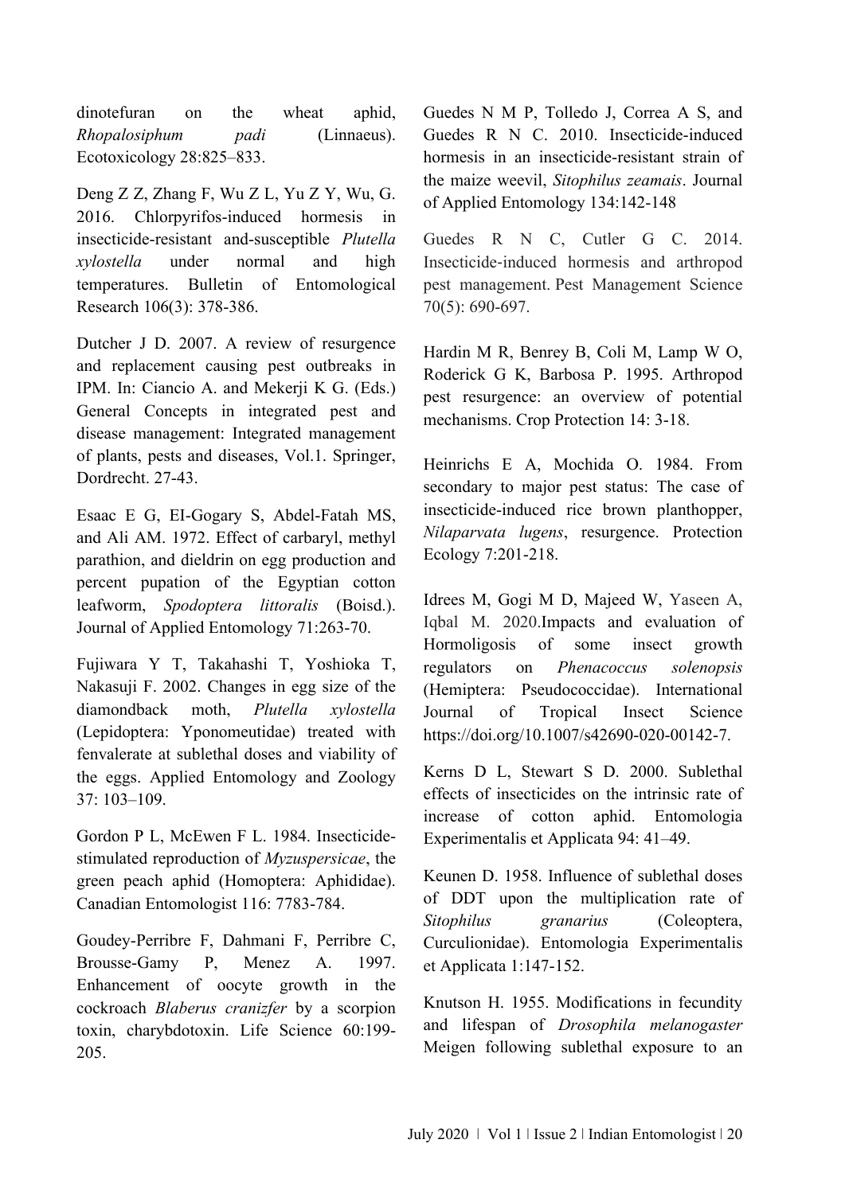dinotefuran on the wheat aphid, *Rhopalosiphum padi* (Linnaeus). Ecotoxicology 28:825–833.

Deng Z Z, Zhang F, Wu Z L, Yu Z Y, Wu, G. 2016. Chlorpyrifos-induced hormesis in insecticide-resistant and-susceptible *Plutella xylostella* under normal and high temperatures. Bulletin of Entomological Research 106(3): 378-386.

Dutcher J D. 2007. A review of resurgence and replacement causing pest outbreaks in IPM. In: Ciancio A. and Mekerji K G. (Eds.) General Concepts in integrated pest and disease management: Integrated management of plants, pests and diseases, Vol.1. Springer, Dordrecht. 27-43.

Esaac E G, EI-Gogary S, Abdel-Fatah MS, and Ali AM. 1972. Effect of carbaryl, methyl parathion, and dieldrin on egg production and percent pupation of the Egyptian cotton leafworm, *Spodoptera littoralis* (Boisd.). Journal of Applied Entomology 71:263-70.

Fujiwara Y T, Takahashi T, Yoshioka T, Nakasuji F. 2002. Changes in egg size of the diamondback moth, *Plutella xylostella* (Lepidoptera: Yponomeutidae) treated with fenvalerate at sublethal doses and viability of the eggs. Applied Entomology and Zoology 37: 103–109.

Gordon P L, McEwen F L. 1984. Insecticide-stimulated reproduction of *Myzuspersicae*, the green peach aphid (Homoptera: Aphididae). Canadian Entomologist 116: 7783-784.

Goudey-Perribre F, Dahmani F, Perribre C, Brousse-Gamy P, Menez A. 1997. Enhancement of oocyte growth in the cockroach *Blaberus cranizfer* by a scorpion toxin, charybdotoxin. Life Science 60:199-205.

Guedes N M P, Tolledo J, Correa A S, and Guedes R N C. 2010. Insecticide-induced hormesis in an insecticide-resistant strain of the maize weevil, *Sitophilus zeamais*. Journal of Applied Entomology 134:142-148

Guedes R N C, Cutler G C. 2014. Insecticide-induced hormesis and arthropod pest management. Pest Management Science 70(5): 690-697.

Hardin M R, Benrey B, Coli M, Lamp W O, Roderick G K, Barbosa P. 1995. Arthropod pest resurgence: an overview of potential mechanisms. Crop Protection 14: 3-18.

Heinrichs E A, Mochida O. 1984. From secondary to major pest status: The case of insecticide-induced rice brown planthopper, *Nilaparvata lugens*, resurgence. Protection Ecology 7:201-218.

Idrees M, Gogi M D, Majeed W, Yaseen A, Iqbal M. 2020.Impacts and evaluation of Hormoligosis of some insect growth regulators on *Phenacoccus solenopsis* (Hemiptera: Pseudococcidae). International Journal of Tropical Insect Science https://doi.org/10.1007/s42690-020-00142-7.

Kerns D L, Stewart S D. 2000. Sublethal effects of insecticides on the intrinsic rate of increase of cotton aphid. Entomologia Experimentalis et Applicata 94: 41–49.

Keunen D. 1958. Influence of sublethal doses of DDT upon the multiplication rate of *Sitophilus granarius* (Coleoptera, Curculionidae). Entomologia Experimentalis et Applicata 1:147-152.

Knutson H. 1955. Modifications in fecundity and lifespan of *Drosophila melanogaster* Meigen following sublethal exposure to an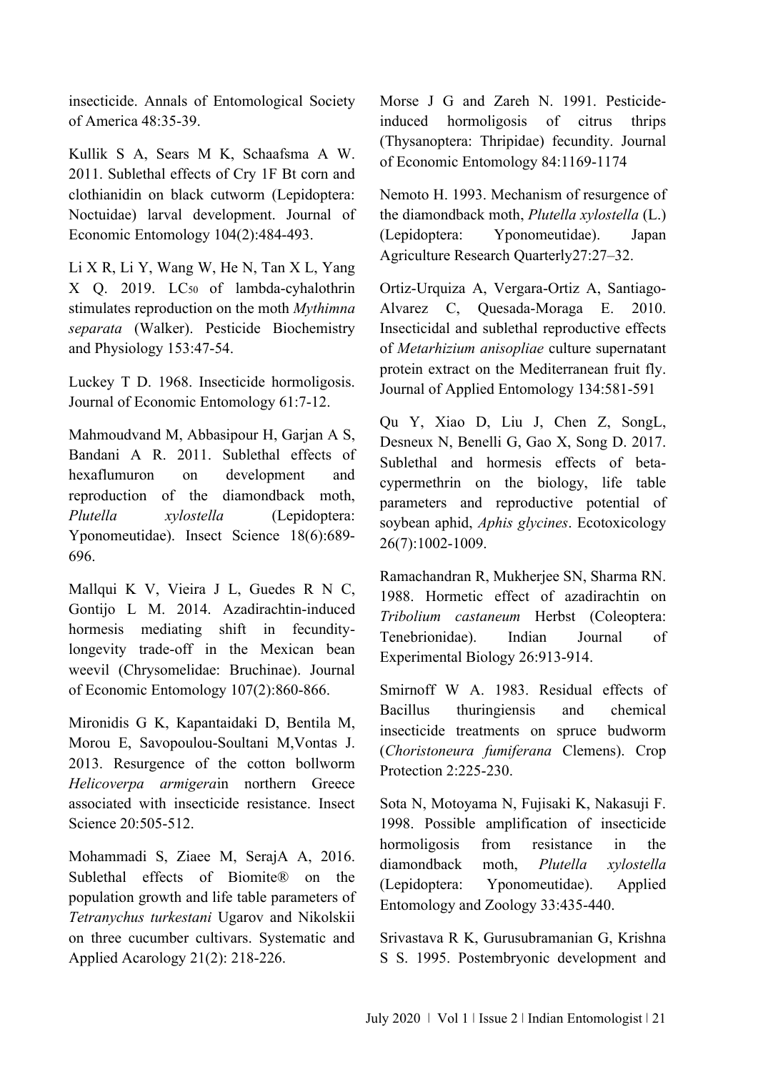insecticide. Annals of Entomological Society of America 48:35-39.

Kullik S A, Sears M K, Schaafsma A W. 2011. Sublethal effects of Cry 1F Bt corn and clothianidin on black cutworm (Lepidoptera: Noctuidae) larval development. Journal of Economic Entomology 104(2):484-493.

Li X R, Li Y, Wang W, He N, Tan X L, Yang X Q. 2019. $LC_{50}$ of lambda-cyhalothrin stimulates reproduction on the moth *Mythimna separata* (Walker). Pesticide Biochemistry and Physiology 153:47-54.

Luckey T D. 1968. Insecticide hormoligosis. Journal of Economic Entomology 61:7-12.

Mahmoudvand M, Abbasipour H, Garjan A S, Bandani A R. 2011. Sublethal effects of hexaflumuron on development and reproduction of the diamondback moth, *Plutella xylostella* (Lepidoptera: Yponomeutidae). Insect Science 18(6):689-696.

Mallqui K V, Vieira J L, Guedes R N C, Gontijo L M. 2014. Azadirachtin-induced hormesis mediating shift in fecundity-longevity trade-off in the Mexican bean weevil (Chrysomelidae: Bruchinae). Journal of Economic Entomology 107(2):860-866.

Mironidis G K, Kapantaidaki D, Bentila M, Morou E, Savopoulou-Soultani M,Vontas J. 2013. Resurgence of the cotton bollworm *Helicoverpa armigera*in northern Greece associated with insecticide resistance. Insect Science 20:505-512.

Mohammadi S, Ziaee M, SerajA A, 2016. Sublethal effects of Biomite® on the population growth and life table parameters of *Tetranychus turkestani* Ugarov and Nikolskii on three cucumber cultivars. Systematic and Applied Acarology 21(2): 218-226.

Morse J G and Zareh N. 1991. Pesticide-induced hormoligosis of citrus thrips (Thysanoptera: Thripidae) fecundity. Journal of Economic Entomology 84:1169-1174

Nemoto H. 1993. Mechanism of resurgence of the diamondback moth, *Plutella xylostella* (L.) (Lepidoptera: Yponomeutidae). Japan Agriculture Research Quarterly27:27–32.

Ortiz-Urquiza A, Vergara-Ortiz A, Santiago-Alvarez C, Quesada-Moraga E. 2010. Insecticidal and sublethal reproductive effects of *Metarhizium anisopliae* culture supernatant protein extract on the Mediterranean fruit fly. Journal of Applied Entomology 134:581-591

Qu Y, Xiao D, Liu J, Chen Z, SongL, Desneux N, Benelli G, Gao X, Song D. 2017. Sublethal and hormesis effects of beta-cypermethrin on the biology, life table parameters and reproductive potential of soybean aphid, *Aphis glycines*. Ecotoxicology 26(7):1002-1009.

Ramachandran R, Mukherjee SN, Sharma RN. 1988. Hormetic effect of azadirachtin on *Tribolium castaneum* Herbst (Coleoptera: Tenebrionidae). Indian Journal of Experimental Biology 26:913-914.

Smirnoff W A. 1983. Residual effects of Bacillus thuringiensis and chemical insecticide treatments on spruce budworm (*Choristoneura fumiferana* Clemens). Crop Protection 2:225-230.

Sota N, Motoyama N, Fujisaki K, Nakasuji F. 1998. Possible amplification of insecticide hormoligosis from resistance in the diamondback moth, *Plutella xylostella* (Lepidoptera: Yponomeutidae). Applied Entomology and Zoology 33:435-440.

Srivastava R K, Gurusubramanian G, Krishna S S. 1995. Postembryonic development and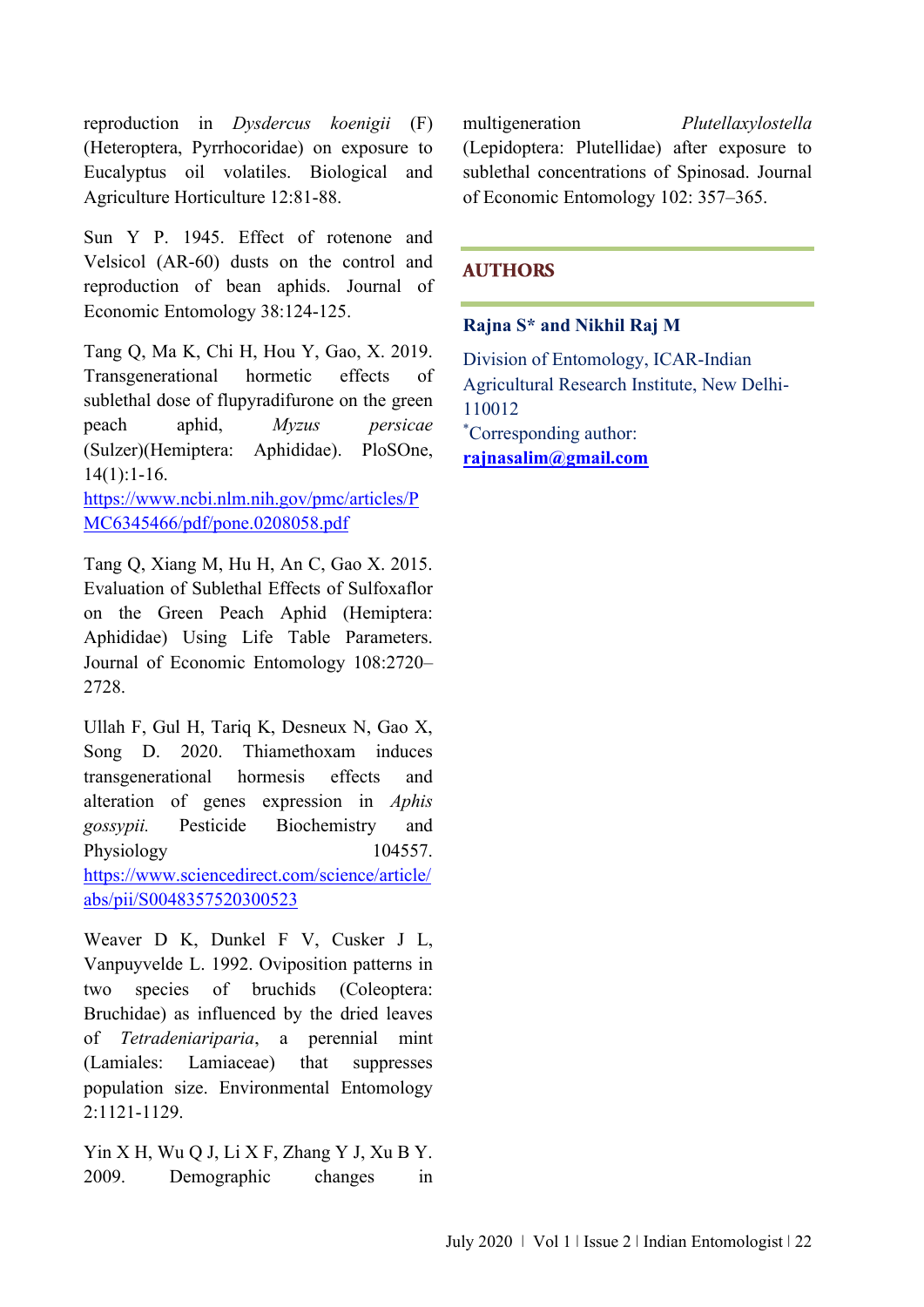reproduction in *Dysdercus koenigii* (F) (Heteroptera, Pyrrhocoridae) on exposure to Eucalyptus oil volatiles. Biological and Agriculture Horticulture 12:81-88.

Sun Y P. 1945. Effect of rotenone and Velsicol (AR-60) dusts on the control and reproduction of bean aphids. Journal of Economic Entomology 38:124-125.

Tang Q, Ma K, Chi H, Hou Y, Gao, X. 2019. Transgenerational hormetic effects of sublethal dose of flupyradifurone on the green peach aphid, *Myzus persicae* (Sulzer)(Hemiptera: Aphididae). PloSOne, 14(1):1-16. https://www.ncbi.nlm.nih.gov/pmc/articles/PMC6345466/pdf/pone.0208058.pdf

Tang Q, Xiang M, Hu H, An C, Gao X. 2015. Evaluation of Sublethal Effects of Sulfoxaflor on the Green Peach Aphid (Hemiptera: Aphididae) Using Life Table Parameters. Journal of Economic Entomology 108:2720–2728.

Ullah F, Gul H, Tariq K, Desneux N, Gao X, Song D. 2020. Thiamethoxam induces transgenerational hormesis effects and alteration of genes expression in *Aphis gossypii.* Pesticide Biochemistry and Physiology 104557. https://www.sciencedirect.com/science/article/abs/pii/S0048357520300523

Weaver D K, Dunkel F V, Cusker J L, Vanpuyvelde L. 1992. Oviposition patterns in two species of bruchids (Coleoptera: Bruchidae) as influenced by the dried leaves of *Tetradeniariparia*, a perennial mint (Lamiales: Lamiaceae) that suppresses population size. Environmental Entomology 2:1121-1129.

Yin X H, Wu Q J, Li X F, Zhang Y J, Xu B Y. 2009. Demographic changes in multigeneration *Plutellaxylostella* (Lepidoptera: Plutellidae) after exposure to sublethal concentrations of Spinosad. Journal of Economic Entomology 102: 357–365.

## AUTHORS

**Rajna S* and Nikhil Raj M**

Division of Entomology, ICAR-Indian Agricultural Research Institute, New Delhi-110012

*Corresponding author: **rajnasalim@gmail.com**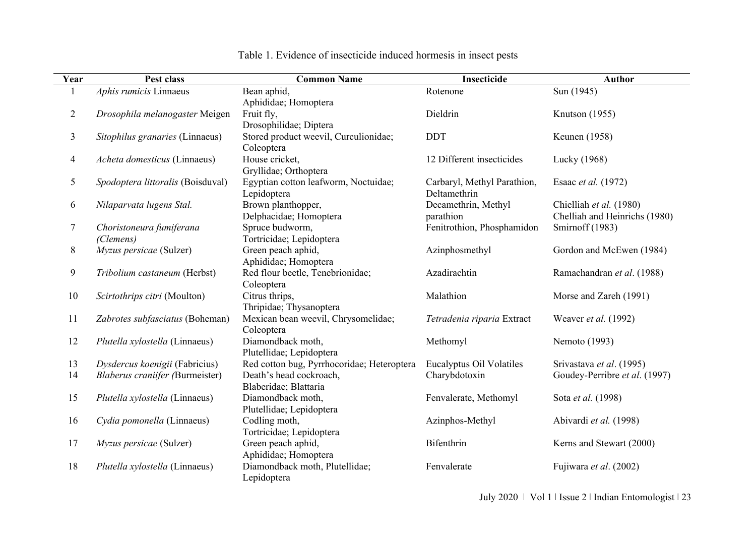Table 1. Evidence of insecticide induced hormesis in insect pests

| Year | Pest class | Common Name | Insecticide | Author |
|---|---|---|---|---|
| 1 | *Aphis rumicis* Linnaeus | Bean aphid, Aphididae; Homoptera | Rotenone | Sun (1945) |
| 2 | *Drosophila melanogaster* Meigen | Fruit fly, Drosophilidae; Diptera | Dieldrin | Knutson (1955) |
| 3 | *Sitophilus granaries* (Linnaeus) | Stored product weevil, Curculionidae; Coleoptera | DDT | Keunen (1958) |
| 4 | *Acheta domesticus* (Linnaeus) | House cricket, Gryllidae; Orthoptera | 12 Different insecticides | Lucky (1968) |
| 5 | *Spodoptera littoralis* (Boisduval) | Egyptian cotton leafworm, Noctuidae; Lepidoptera | Carbaryl, Methyl Parathion, Deltamethrin | Esaac *et al.* (1972) |
| 6 | *Nilaparvata lugens Stal.* | Brown planthopper, Delphacidae; Homoptera | Decamethrin, Methyl parathion | Chielliah *et al.* (1980) Chelliah and Heinrichs (1980) |
| 7 | *Choristoneura fumiferana (Clemens)* | Spruce budworm, Tortricidae; Lepidoptera | Fenitrothion, Phosphamidon | Smirnoff (1983) |
| 8 | *Myzus persicae* (Sulzer) | Green peach aphid, Aphididae; Homoptera | Azinphosmethyl | Gordon and McEwen (1984) |
| 9 | *Tribolium castaneum* (Herbst) | Red flour beetle, Tenebrionidae; Coleoptera | Azadirachtin | Ramachandran *et al*. (1988) |
| 10 | *Scirtothrips citri* (Moulton) | Citrus thrips, Thripidae; Thysanoptera | Malathion | Morse and Zareh (1991) |
| 11 | *Zabrotes subfasciatus* (Boheman) | Mexican bean weevil, Chrysomelidae; Coleoptera | *Tetradenia riparia* Extract | Weaver *et al.* (1992) |
| 12 | *Plutella xylostella* (Linnaeus) | Diamondback moth, Plutellidae; Lepidoptera | Methomyl | Nemoto (1993) |
| 13 | *Dysdercus koenigii* (Fabricius) | Red cotton bug, Pyrrhocoridae; Heteroptera | Eucalyptus Oil Volatiles | Srivastava *et al*. (1995) |
| 14 | *Blaberus craniifer (*Burmeister) | Death's head cockroach, Blaberidae; Blattaria | Charybdotoxin | Goudey-Perribre *et al*. (1997) |
| 15 | *Plutella xylostella* (Linnaeus) | Diamondback moth, Plutellidae; Lepidoptera | Fenvalerate, Methomyl | Sota *et al.* (1998) |
| 16 | *Cydia pomonella* (Linnaeus) | Codling moth, Tortricidae; Lepidoptera | Azinphos-Methyl | Abivardi *et al.* (1998) |
| 17 | *Myzus persicae* (Sulzer) | Green peach aphid, Aphididae; Homoptera | Bifenthrin | Kerns and Stewart (2000) |
| 18 | *Plutella xylostella* (Linnaeus) | Diamondback moth, Plutellidae; Lepidoptera | Fenvalerate | Fujiwara *et al*. (2002) |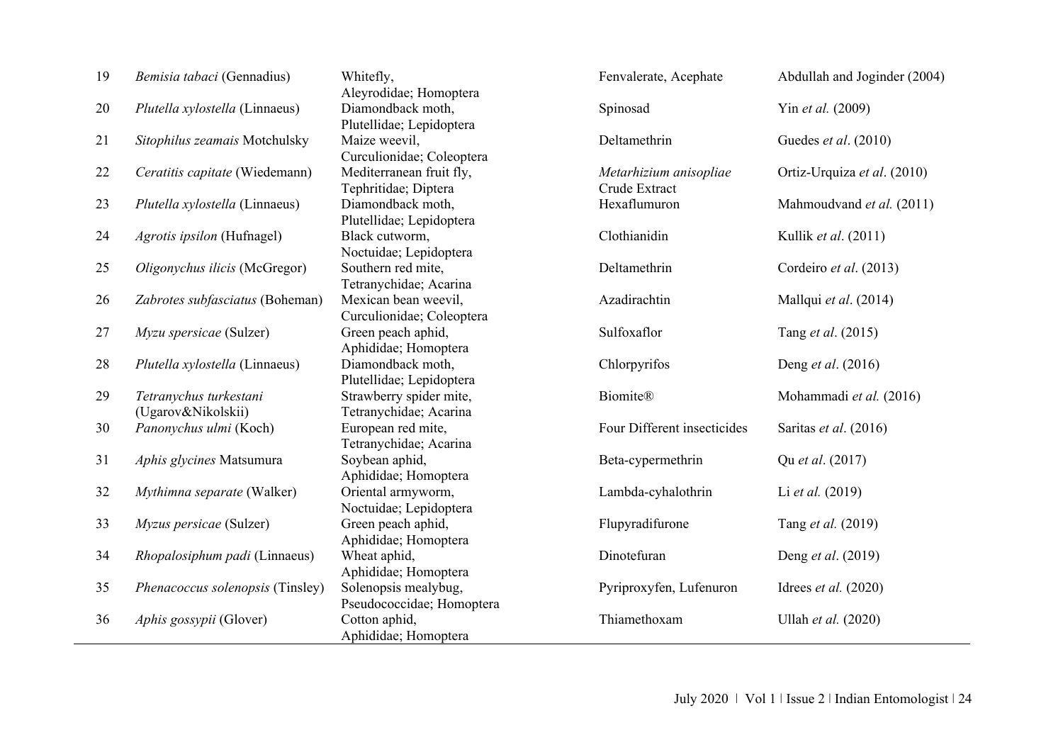| | | | | |
|---|---|---|---|---|
| 19 | *Bemisia tabaci* (Gennadius) | Whitefly, Aleyrodidae; Homoptera | Fenvalerate, Acephate | Abdullah and Joginder (2004) |
| 20 | *Plutella xylostella* (Linnaeus) | Diamondback moth, Plutellidae; Lepidoptera | Spinosad | Yin *et al.* (2009) |
| 21 | *Sitophilus zeamais* Motchulsky | Maize weevil, Curculionidae; Coleoptera | Deltamethrin | Guedes *et al*. (2010) |
| 22 | *Ceratitis capitate* (Wiedemann) | Mediterranean fruit fly, Tephritidae; Diptera | *Metarhizium anisopliae* Crude Extract | Ortiz-Urquiza *et al*. (2010) |
| 23 | *Plutella xylostella* (Linnaeus) | Diamondback moth, Plutellidae; Lepidoptera | Hexaflumuron | Mahmoudvand *et al.* (2011) |
| 24 | *Agrotis ipsilon* (Hufnagel) | Black cutworm, Noctuidae; Lepidoptera | Clothianidin | Kullik *et al*. (2011) |
| 25 | *Oligonychus ilicis* (McGregor) | Southern red mite, Tetranychidae; Acarina | Deltamethrin | Cordeiro *et al*. (2013) |
| 26 | *Zabrotes subfasciatus* (Boheman) | Mexican bean weevil, Curculionidae; Coleoptera | Azadirachtin | Mallqui *et al*. (2014) |
| 27 | *Myzu spersicae* (Sulzer) | Green peach aphid, Aphididae; Homoptera | Sulfoxaflor | Tang *et al*. (2015) |
| 28 | *Plutella xylostella* (Linnaeus) | Diamondback moth, Plutellidae; Lepidoptera | Chlorpyrifos | Deng *et al*. (2016) |
| 29 | *Tetranychus turkestani* (Ugarov&Nikolskii) | Strawberry spider mite, Tetranychidae; Acarina | Biomite® | Mohammadi *et al.* (2016) |
| 30 | *Panonychus ulmi* (Koch) | European red mite, Tetranychidae; Acarina | Four Different insecticides | Saritas *et al*. (2016) |
| 31 | *Aphis glycines* Matsumura | Soybean aphid, Aphididae; Homoptera | Beta-cypermethrin | Qu *et al*. (2017) |
| 32 | *Mythimna separate* (Walker) | Oriental armyworm, Noctuidae; Lepidoptera | Lambda-cyhalothrin | Li *et al.* (2019) |
| 33 | *Myzus persicae* (Sulzer) | Green peach aphid, Aphididae; Homoptera | Flupyradifurone | Tang *et al.* (2019) |
| 34 | *Rhopalosiphum padi* (Linnaeus) | Wheat aphid, Aphididae; Homoptera | Dinotefuran | Deng *et al*. (2019) |
| 35 | *Phenacoccus solenopsis* (Tinsley) | Solenopsis mealybug, Pseudococcidae; Homoptera | Pyriproxyfen, Lufenuron | Idrees *et al.* (2020) |
| 36 | *Aphis gossypii* (Glover) | Cotton aphid, Aphididae; Homoptera | Thiamethoxam | Ullah *et al.* (2020) |